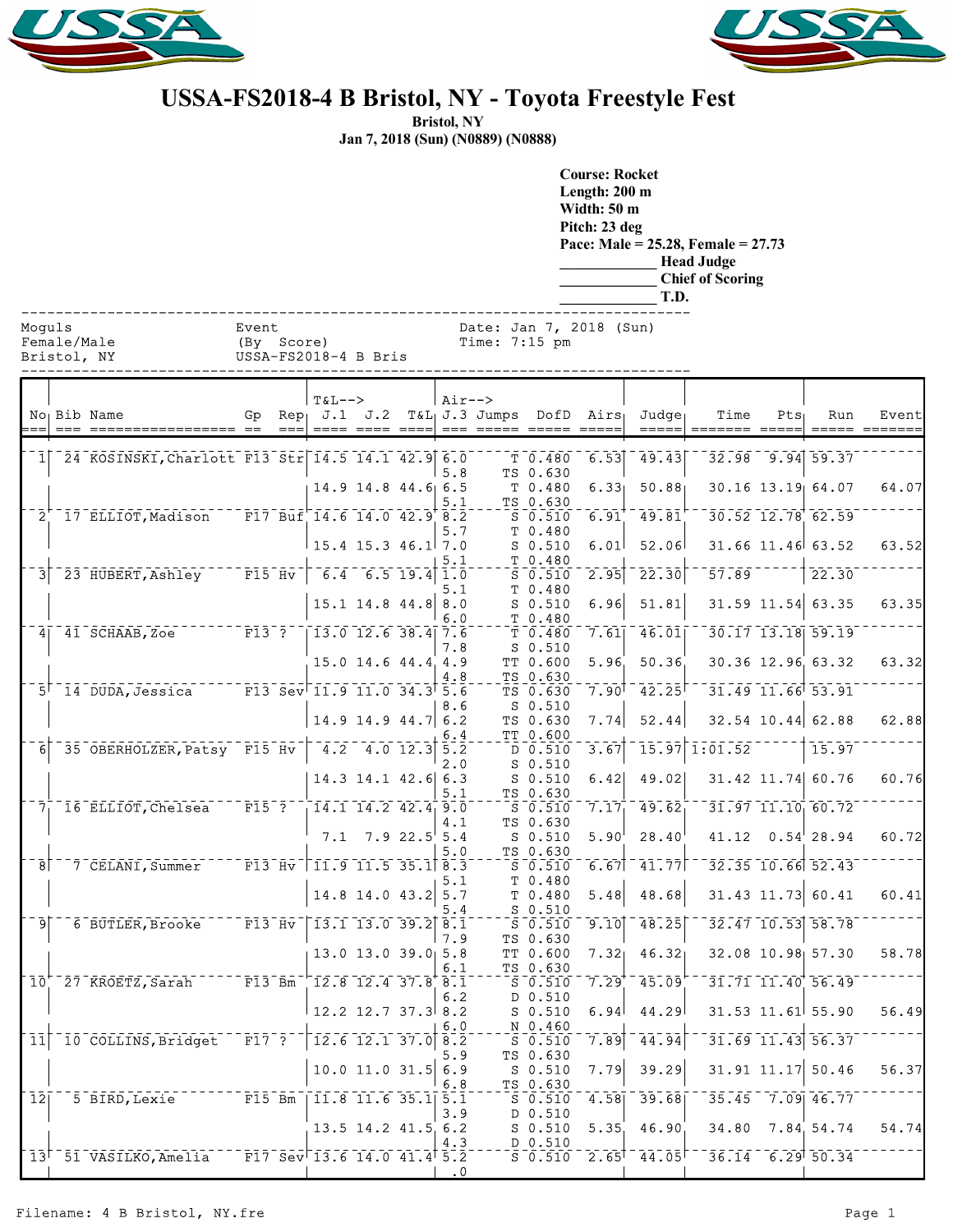# USSA-FS2018-4 B Bristol, NY - Toyota Freestyle Fest

**Bristol, NY**
**Jan 7, 2018 (Sun) (N0889) (N0888)**

**Course: Rocket**
**Length: 200 m**
**Width: 50 m**
**Pitch: 23 deg**
**Pace: Male = 25.28, Female = 27.73**
**____________ Head Judge**
**____________ Chief of Scoring**
**____________ T.D.**

```
Moguls                   Event                  Date: Jan 7, 2018 (Sun)
Female/Male              (By  Score)            Time: 7:15 pm
Bristol, NY              USSA-FS2018-4 B Bris
```

| No | Bib | Name | Gp | Rep | T&L--> J.1 | J.2 | T&L | Air--> J.3 | Jumps | DofD | Airs | Judge | Time | Pts | Run | Event |
|---|---|---|---|---|---|---|---|---|---|---|---|---|---|---|---|---|
| 1 | 24 | KOSINSKI,Charlott | F13 | Str | 14.5 | 14.1 | 42.9 | 6.0 | T | 0.480 | 6.53 | 49.43 | 32.98 | 9.94 | 59.37 | |
| | | | | | | | | 5.8 | TS | 0.630 | | | | | | |
| | | | | | 14.9 | 14.8 | 44.6 | 6.5 | T | 0.480 | 6.33 | 50.88 | 30.16 | 13.19 | 64.07 | 64.07 |
| | | | | | | | | 5.1 | TS | 0.630 | | | | | | |
| 2 | 17 | ELLIOT,Madison | F17 | Buf | 14.6 | 14.0 | 42.9 | 8.2 | S | 0.510 | 6.91 | 49.81 | 30.52 | 12.78 | 62.59 | |
| | | | | | | | | 5.7 | T | 0.480 | | | | | | |
| | | | | | 15.4 | 15.3 | 46.1 | 7.0 | S | 0.510 | 6.01 | 52.06 | 31.66 | 11.46 | 63.52 | 63.52 |
| | | | | | | | | 5.1 | T | 0.480 | | | | | | |
| 3 | 23 | HUBERT,Ashley | F15 | Hv | 6.4 | 6.5 | 19.4 | 1.0 | S | 0.510 | 2.95 | 22.30 | 57.89 | | 22.30 | |
| | | | | | | | | 5.1 | T | 0.480 | | | | | | |
| | | | | | 15.1 | 14.8 | 44.8 | 8.0 | S | 0.510 | 6.96 | 51.81 | 31.59 | 11.54 | 63.35 | 63.35 |
| | | | | | | | | 6.0 | T | 0.480 | | | | | | |
| 4 | 41 | SCHAAB,Zoe | F13 | ? | 13.0 | 12.6 | 38.4 | 7.6 | T | 0.480 | 7.61 | 46.01 | 30.17 | 13.18 | 59.19 | |
| | | | | | | | | 7.8 | S | 0.510 | | | | | | |
| | | | | | 15.0 | 14.6 | 44.4 | 4.9 | TT | 0.600 | 5.96 | 50.36 | 30.36 | 12.96 | 63.32 | 63.32 |
| | | | | | | | | 4.8 | TS | 0.630 | | | | | | |
| 5 | 14 | DUDA,Jessica | F13 | Sev | 11.9 | 11.0 | 34.3 | 5.6 | TS | 0.630 | 7.90 | 42.25 | 31.49 | 11.66 | 53.91 | |
| | | | | | | | | 8.6 | S | 0.510 | | | | | | |
| | | | | | 14.9 | 14.9 | 44.7 | 6.2 | TS | 0.630 | 7.74 | 52.44 | 32.54 | 10.44 | 62.88 | 62.88 |
| | | | | | | | | 6.4 | TT | 0.600 | | | | | | |
| 6 | 35 | OBERHOLZER,Patsy | F15 | Hv | 4.2 | 4.0 | 12.3 | 5.2 | D | 0.510 | 3.67 | 15.97 | 1:01.52 | | 15.97 | |
| | | | | | | | | 2.0 | S | 0.510 | | | | | | |
| | | | | | 14.3 | 14.1 | 42.6 | 6.3 | S | 0.510 | 6.42 | 49.02 | 31.42 | 11.74 | 60.76 | 60.76 |
| | | | | | | | | 5.1 | TS | 0.630 | | | | | | |
| 7 | 16 | ELLIOT,Chelsea | F15 | ? | 14.1 | 14.2 | 42.4 | 9.0 | S | 0.510 | 7.17 | 49.62 | 31.97 | 11.10 | 60.72 | |
| | | | | | | | | 4.1 | TS | 0.630 | | | | | | |
| | | | | | 7.1 | 7.9 | 22.5 | 5.4 | S | 0.510 | 5.90 | 28.40 | 41.12 | 0.54 | 28.94 | 60.72 |
| | | | | | | | | 5.0 | TS | 0.630 | | | | | | |
| 8 | 7 | CELANI,Summer | F13 | Hv | 11.9 | 11.5 | 35.1 | 8.3 | S | 0.510 | 6.67 | 41.77 | 32.35 | 10.66 | 52.43 | |
| | | | | | | | | 5.1 | T | 0.480 | | | | | | |
| | | | | | 14.8 | 14.0 | 43.2 | 5.7 | T | 0.480 | 5.48 | 48.68 | 31.43 | 11.73 | 60.41 | 60.41 |
| | | | | | | | | 5.4 | S | 0.510 | | | | | | |
| 9 | 6 | BUTLER,Brooke | F13 | Hv | 13.1 | 13.0 | 39.2 | 8.1 | S | 0.510 | 9.10 | 48.25 | 32.47 | 10.53 | 58.78 | |
| | | | | | | | | 7.9 | TS | 0.630 | | | | | | |
| | | | | | 13.0 | 13.0 | 39.0 | 5.8 | TT | 0.600 | 7.32 | 46.32 | 32.08 | 10.98 | 57.30 | 58.78 |
| | | | | | | | | 6.1 | TS | 0.630 | | | | | | |
| 10 | 27 | KROETZ,Sarah | F13 | Bm | 12.8 | 12.4 | 37.8 | 8.1 | S | 0.510 | 7.29 | 45.09 | 31.71 | 11.40 | 56.49 | |
| | | | | | | | | 6.2 | D | 0.510 | | | | | | |
| | | | | | 12.2 | 12.7 | 37.3 | 8.2 | S | 0.510 | 6.94 | 44.29 | 31.53 | 11.61 | 55.90 | 56.49 |
| | | | | | | | | 6.0 | N | 0.460 | | | | | | |
| 11 | 10 | COLLINS,Bridget | F17 | ? | 12.6 | 12.1 | 37.0 | 8.2 | S | 0.510 | 7.89 | 44.94 | 31.69 | 11.43 | 56.37 | |
| | | | | | | | | 5.9 | TS | 0.630 | | | | | | |
| | | | | | 10.0 | 11.0 | 31.5 | 6.9 | S | 0.510 | 7.79 | 39.29 | 31.91 | 11.17 | 50.46 | 56.37 |
| | | | | | | | | 6.8 | TS | 0.630 | | | | | | |
| 12 | 5 | BIRD,Lexie | F15 | Bm | 11.8 | 11.6 | 35.1 | 5.1 | S | 0.510 | 4.58 | 39.68 | 35.45 | 7.09 | 46.77 | |
| | | | | | | | | 3.9 | D | 0.510 | | | | | | |
| | | | | | 13.5 | 14.2 | 41.5 | 6.2 | S | 0.510 | 5.35 | 46.90 | 34.80 | 7.84 | 54.74 | 54.74 |
| | | | | | | | | 4.3 | D | 0.510 | | | | | | |
| 13 | 51 | VASILKO,Amelia | F17 | Sev | 13.6 | 14.0 | 41.4 | 5.2 | S | 0.510 | 2.65 | 44.05 | 36.14 | 6.29 | 50.34 | |
| | | | | | | | | .0 | | | | | | | | |

Filename: 4 B Bristol, NY.fre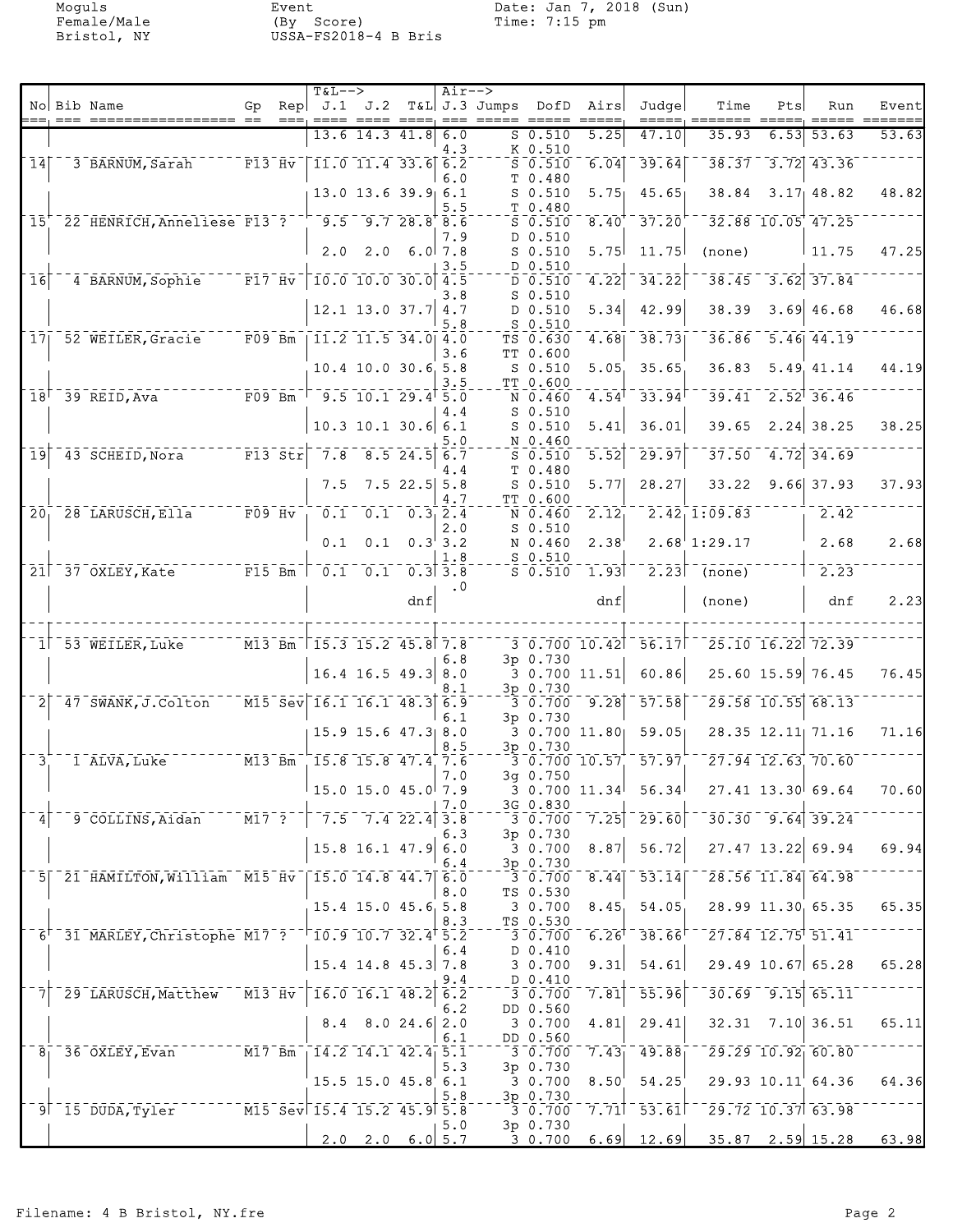Moguls
Female/Male
Bristol, NY

Event
(By Score)
USSA-FS2018-4 B Bris

Date: Jan 7, 2018 (Sun)
Time: 7:15 pm

| No | Bib | Name | Gp | Rep | T&L--> J.1 | J.2 | T&L | Air--> J.3 | Jumps | DofD | Airs | Judge | Time | Pts | Run | Event |
|---|---|---|---|---|---|---|---|---|---|---|---|---|---|---|---|---|
| | | | | | 13.6 | 14.3 | 41.8 | 6.0 | S | 0.510 | 5.25 | 47.10 | 35.93 | 6.53 | 53.63 | 53.63 |
| | | | | | | | | 4.3 | K | 0.510 | | | | | | |
| 14 | 3 | BARNUM,Sarah | F13 | Hv | 11.0 | 11.4 | 33.6 | 6.2 | S | 0.510 | 6.04 | 39.64 | 38.37 | 3.72 | 43.36 | |
| | | | | | | | | 6.0 | T | 0.480 | | | | | | |
| | | | | | 13.0 | 13.6 | 39.9 | 6.1 | S | 0.510 | 5.75 | 45.65 | 38.84 | 3.17 | 48.82 | 48.82 |
| | | | | | | | | 5.5 | T | 0.480 | | | | | | |
| 15 | 22 | HENRICH,Anneliese | F13 | ? | 9.5 | 9.7 | 28.8 | 8.6 | S | 0.510 | 8.40 | 37.20 | 32.88 | 10.05 | 47.25 | |
| | | | | | | | | 7.9 | D | 0.510 | | | | | | |
| | | | | | 2.0 | 2.0 | 6.0 | 7.8 | S | 0.510 | 5.75 | 11.75 | (none) | | 11.75 | 47.25 |
| | | | | | | | | 3.5 | D | 0.510 | | | | | | |
| 16 | 4 | BARNUM,Sophie | F17 | Hv | 10.0 | 10.0 | 30.0 | 4.5 | D | 0.510 | 4.22 | 34.22 | 38.45 | 3.62 | 37.84 | |
| | | | | | | | | 3.8 | S | 0.510 | | | | | | |
| | | | | | 12.1 | 13.0 | 37.7 | 4.7 | D | 0.510 | 5.34 | 42.99 | 38.39 | 3.69 | 46.68 | 46.68 |
| | | | | | | | | 5.8 | S | 0.510 | | | | | | |
| 17 | 52 | WEILER,Gracie | F09 | Bm | 11.2 | 11.5 | 34.0 | 4.0 | TS | 0.630 | 4.68 | 38.73 | 36.86 | 5.46 | 44.19 | |
| | | | | | | | | 3.6 | TT | 0.600 | | | | | | |
| | | | | | 10.4 | 10.0 | 30.6 | 5.8 | S | 0.510 | 5.05 | 35.65 | 36.83 | 5.49 | 41.14 | 44.19 |
| | | | | | | | | 3.5 | TT | 0.600 | | | | | | |
| 18 | 39 | REID,Ava | F09 | Bm | 9.5 | 10.1 | 29.4 | 5.0 | N | 0.460 | 4.54 | 33.94 | 39.41 | 2.52 | 36.46 | |
| | | | | | | | | 4.4 | S | 0.510 | | | | | | |
| | | | | | 10.3 | 10.1 | 30.6 | 6.1 | S | 0.510 | 5.41 | 36.01 | 39.65 | 2.24 | 38.25 | 38.25 |
| | | | | | | | | 5.0 | N | 0.460 | | | | | | |
| 19 | 43 | SCHEID,Nora | F13 | Str | 7.8 | 8.5 | 24.5 | 6.7 | S | 0.510 | 5.52 | 29.97 | 37.50 | 4.72 | 34.69 | |
| | | | | | | | | 4.4 | T | 0.480 | | | | | | |
| | | | | | 7.5 | 7.5 | 22.5 | 5.8 | S | 0.510 | 5.77 | 28.27 | 33.22 | 9.66 | 37.93 | 37.93 |
| | | | | | | | | 4.7 | TT | 0.600 | | | | | | |
| 20 | 28 | LARUSCH,Ella | F09 | Hv | 0.1 | 0.1 | 0.3 | 2.4 | N | 0.460 | 2.12 | 2.42 | 1:09.83 | | 2.42 | |
| | | | | | | | | 2.0 | S | 0.510 | | | | | | |
| | | | | | 0.1 | 0.1 | 0.3 | 3.2 | N | 0.460 | 2.38 | 2.68 | 1:29.17 | | 2.68 | 2.68 |
| | | | | | | | | 1.8 | S | 0.510 | | | | | | |
| 21 | 37 | OXLEY,Kate | F15 | Bm | 0.1 | 0.1 | 0.3 | 3.8 | S | 0.510 | 1.93 | 2.23 | (none) | | 2.23 | |
| | | | | | | | | .0 | | | | | | | | |
| | | | | | | | dnf | | | | dnf | | (none) | | dnf | 2.23 |
| 1 | 53 | WEILER,Luke | M13 | Bm | 15.3 | 15.2 | 45.8 | 7.8 | 3 | 0.700 | 10.42 | 56.17 | 25.10 | 16.22 | 72.39 | |
| | | | | | | | | 6.8 | 3p | 0.730 | | | | | | |
| | | | | | 16.4 | 16.5 | 49.3 | 8.0 | 3 | 0.700 | 11.51 | 60.86 | 25.60 | 15.59 | 76.45 | 76.45 |
| | | | | | | | | 8.1 | 3p | 0.730 | | | | | | |
| 2 | 47 | SWANK,J.Colton | M15 | Sev | 16.1 | 16.1 | 48.3 | 6.9 | 3 | 0.700 | 9.28 | 57.58 | 29.58 | 10.55 | 68.13 | |
| | | | | | | | | 6.1 | 3p | 0.730 | | | | | | |
| | | | | | 15.9 | 15.6 | 47.3 | 8.0 | 3 | 0.700 | 11.80 | 59.05 | 28.35 | 12.11 | 71.16 | 71.16 |
| | | | | | | | | 8.5 | 3p | 0.730 | | | | | | |
| 3 | 1 | ALVA,Luke | M13 | Bm | 15.8 | 15.8 | 47.4 | 7.6 | 3 | 0.700 | 10.57 | 57.97 | 27.94 | 12.63 | 70.60 | |
| | | | | | | | | 7.0 | 3g | 0.750 | | | | | | |
| | | | | | 15.0 | 15.0 | 45.0 | 7.9 | 3 | 0.700 | 11.34 | 56.34 | 27.41 | 13.30 | 69.64 | 70.60 |
| | | | | | | | | 7.0 | 3G | 0.830 | | | | | | |
| 4 | 9 | COLLINS,Aidan | M17 | ? | 7.5 | 7.4 | 22.4 | 3.8 | 3 | 0.700 | 7.25 | 29.60 | 30.30 | 9.64 | 39.24 | |
| | | | | | | | | 6.3 | 3p | 0.730 | | | | | | |
| | | | | | 15.8 | 16.1 | 47.9 | 6.0 | 3 | 0.700 | 8.87 | 56.72 | 27.47 | 13.22 | 69.94 | 69.94 |
| | | | | | | | | 6.4 | 3p | 0.730 | | | | | | |
| 5 | 21 | HAMILTON,William | M15 | Hv | 15.0 | 14.8 | 44.7 | 6.0 | 3 | 0.700 | 8.44 | 53.14 | 28.56 | 11.84 | 64.98 | |
| | | | | | | | | 8.0 | TS | 0.530 | | | | | | |
| | | | | | 15.4 | 15.0 | 45.6 | 5.8 | 3 | 0.700 | 8.45 | 54.05 | 28.99 | 11.30 | 65.35 | 65.35 |
| | | | | | | | | 8.3 | TS | 0.530 | | | | | | |
| 6 | 31 | MARLEY,Christophe | M17 | ? | 10.9 | 10.7 | 32.4 | 5.2 | 3 | 0.700 | 6.26 | 38.66 | 27.84 | 12.75 | 51.41 | |
| | | | | | | | | 6.4 | D | 0.410 | | | | | | |
| | | | | | 15.4 | 14.8 | 45.3 | 7.8 | 3 | 0.700 | 9.31 | 54.61 | 29.49 | 10.67 | 65.28 | 65.28 |
| | | | | | | | | 9.4 | D | 0.410 | | | | | | |
| 7 | 29 | LARUSCH,Matthew | M13 | Hv | 16.0 | 16.1 | 48.2 | 6.2 | 3 | 0.700 | 7.81 | 55.96 | 30.69 | 9.15 | 65.11 | |
| | | | | | | | | 6.2 | DD | 0.560 | | | | | | |
| | | | | | 8.4 | 8.0 | 24.6 | 2.0 | 3 | 0.700 | 4.81 | 29.41 | 32.31 | 7.10 | 36.51 | 65.11 |
| | | | | | | | | 6.1 | DD | 0.560 | | | | | | |
| 8 | 36 | OXLEY,Evan | M17 | Bm | 14.2 | 14.1 | 42.4 | 5.1 | 3 | 0.700 | 7.43 | 49.88 | 29.29 | 10.92 | 60.80 | |
| | | | | | | | | 5.3 | 3p | 0.730 | | | | | | |
| | | | | | 15.5 | 15.0 | 45.8 | 6.1 | 3 | 0.700 | 8.50 | 54.25 | 29.93 | 10.11 | 64.36 | 64.36 |
| | | | | | | | | 5.8 | 3p | 0.730 | | | | | | |
| 9 | 15 | DUDA,Tyler | M15 | Sev | 15.4 | 15.2 | 45.9 | 5.8 | 3 | 0.700 | 7.71 | 53.61 | 29.72 | 10.37 | 63.98 | |
| | | | | | | | | 5.0 | 3p | 0.730 | | | | | | |
| | | | | | 2.0 | 2.0 | 6.0 | 5.7 | 3 | 0.700 | 6.69 | 12.69 | 35.87 | 2.59 | 15.28 | 63.98 |

Filename: 4 B Bristol, NY.fre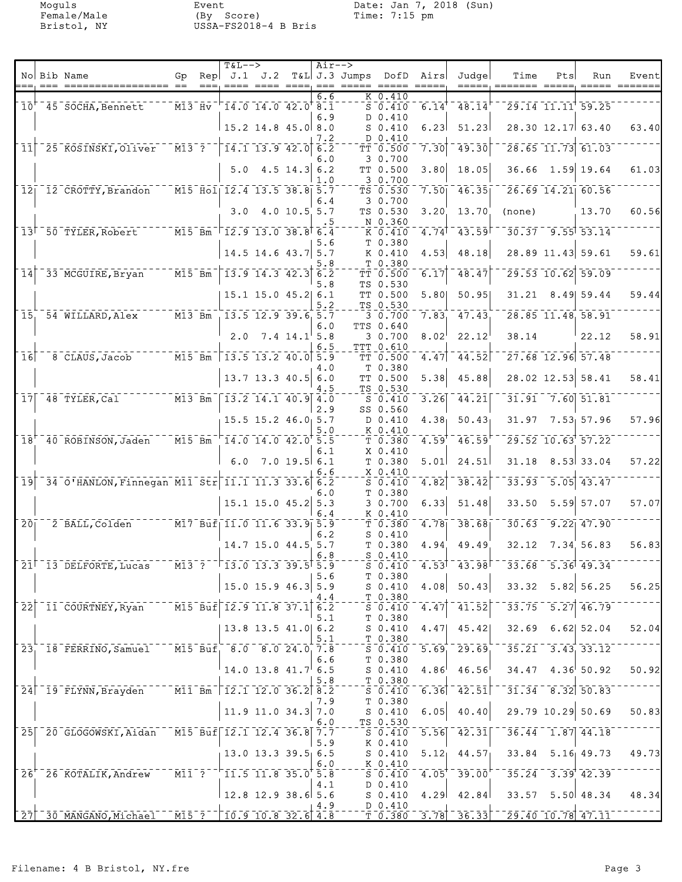Moguls
Female/Male
Bristol, NY

Event
(By Score)
USSA-FS2018-4 B Bris

Date: Jan 7, 2018 (Sun)
Time: 7:15 pm

| No | Bib | Name | Gp | Rep | J.1 | J.2 | T&L | J.3 | Jumps | DofD | Airs | Judge | Time | Pts | Run | Event |
|---|---|---|---|---|---|---|---|---|---|---|---|---|---|---|---|---|
| | | | | | | | | 6.6 | K | 0.410 | | | | | | |
| 10 | 45 | SOCHA,Bennett | M13 | Hv | 14.0 | 14.0 | 42.0 | 8.1 | S | 0.410 | 6.14 | 48.14 | 29.14 | 11.11 | 59.25 | |
| | | | | | | | | 6.9 | D | 0.410 | | | | | | |
| | | | | | 15.2 | 14.8 | 45.0 | 8.0 | S | 0.410 | 6.23 | 51.23 | 28.30 | 12.17 | 63.40 | 63.40 |
| | | | | | | | | 7.2 | D | 0.410 | | | | | | |
| 11 | 25 | KOSINSKI,Oliver | M13 | ? | 14.1 | 13.9 | 42.0 | 6.2 | TT | 0.500 | 7.30 | 49.30 | 28.65 | 11.73 | 61.03 | |
| | | | | | | | | 6.0 | 3 | 0.700 | | | | | | |
| | | | | | 5.0 | 4.5 | 14.3 | 6.2 | TT | 0.500 | 3.80 | 18.05 | 36.66 | 1.59 | 19.64 | 61.03 |
| | | | | | | | | 1.0 | 3 | 0.700 | | | | | | |
| 12 | 12 | CROTTY,Brandon | M15 | Hol | 12.4 | 13.5 | 38.8 | 5.7 | TS | 0.530 | 7.50 | 46.35 | 26.69 | 14.21 | 60.56 | |
| | | | | | | | | 6.4 | 3 | 0.700 | | | | | | |
| | | | | | 3.0 | 4.0 | 10.5 | 5.7 | TS | 0.530 | 3.20 | 13.70 | (none) | | 13.70 | 60.56 |
| | | | | | | | | .5 | N | 0.360 | | | | | | |
| 13 | 50 | TYLER,Robert | M15 | Bm | 12.9 | 13.0 | 38.8 | 6.4 | K | 0.410 | 4.74 | 43.59 | 30.37 | 9.55 | 53.14 | |
| | | | | | | | | 5.6 | T | 0.380 | | | | | | |
| | | | | | 14.5 | 14.6 | 43.7 | 5.7 | K | 0.410 | 4.53 | 48.18 | 28.89 | 11.43 | 59.61 | 59.61 |
| | | | | | | | | 5.8 | T | 0.380 | | | | | | |
| 14 | 33 | MCGUIRE,Bryan | M15 | Bm | 13.9 | 14.3 | 42.3 | 6.2 | TT | 0.500 | 6.17 | 48.47 | 29.53 | 10.62 | 59.09 | |
| | | | | | | | | 5.8 | TS | 0.530 | | | | | | |
| | | | | | 15.1 | 15.0 | 45.2 | 6.1 | TT | 0.500 | 5.80 | 50.95 | 31.21 | 8.49 | 59.44 | 59.44 |
| | | | | | | | | 5.2 | TS | 0.530 | | | | | | |
| 15 | 54 | WILLARD,Alex | M13 | Bm | 13.5 | 12.9 | 39.6 | 5.7 | 3 | 0.700 | 7.83 | 47.43 | 28.85 | 11.48 | 58.91 | |
| | | | | | | | | 6.0 | TTS | 0.640 | | | | | | |
| | | | | | 2.0 | 7.4 | 14.1 | 5.8 | 3 | 0.700 | 8.02 | 22.12 | 38.14 | | 22.12 | 58.91 |
| | | | | | | | | 6.5 | TTT | 0.610 | | | | | | |
| 16 | 8 | CLAUS,Jacob | M15 | Bm | 13.5 | 13.2 | 40.0 | 5.9 | TT | 0.500 | 4.47 | 44.52 | 27.68 | 12.96 | 57.48 | |
| | | | | | | | | 4.0 | T | 0.380 | | | | | | |
| | | | | | 13.7 | 13.3 | 40.5 | 6.0 | TT | 0.500 | 5.38 | 45.88 | 28.02 | 12.53 | 58.41 | 58.41 |
| | | | | | | | | 4.5 | TS | 0.530 | | | | | | |
| 17 | 48 | TYLER,Cal | M13 | Bm | 13.2 | 14.1 | 40.9 | 4.0 | S | 0.410 | 3.26 | 44.21 | 31.91 | 7.60 | 51.81 | |
| | | | | | | | | 2.9 | SS | 0.560 | | | | | | |
| | | | | | 15.5 | 15.2 | 46.0 | 5.7 | D | 0.410 | 4.38 | 50.43 | 31.97 | 7.53 | 57.96 | 57.96 |
| | | | | | | | | 5.0 | K | 0.410 | | | | | | |
| 18 | 40 | ROBINSON,Jaden | M15 | Bm | 14.0 | 14.0 | 42.0 | 5.5 | T | 0.380 | 4.59 | 46.59 | 29.52 | 10.63 | 57.22 | |
| | | | | | | | | 6.1 | X | 0.410 | | | | | | |
| | | | | | 6.0 | 7.0 | 19.5 | 6.1 | T | 0.380 | 5.01 | 24.51 | 31.18 | 8.53 | 33.04 | 57.22 |
| | | | | | | | | 6.6 | X | 0.410 | | | | | | |
| 19 | 34 | O'HANLON,Finnegan | M11 | Str | 11.1 | 11.3 | 33.6 | 6.2 | S | 0.410 | 4.82 | 38.42 | 33.93 | 5.05 | 43.47 | |
| | | | | | | | | 6.0 | T | 0.380 | | | | | | |
| | | | | | 15.1 | 15.0 | 45.2 | 5.3 | 3 | 0.700 | 6.33 | 51.48 | 33.50 | 5.59 | 57.07 | 57.07 |
| | | | | | | | | 6.4 | K | 0.410 | | | | | | |
| 20 | 2 | BALL,Colden | M17 | Buf | 11.0 | 11.6 | 33.9 | 5.9 | T | 0.380 | 4.78 | 38.68 | 30.63 | 9.22 | 47.90 | |
| | | | | | | | | 6.2 | S | 0.410 | | | | | | |
| | | | | | 14.7 | 15.0 | 44.5 | 5.7 | T | 0.380 | 4.94 | 49.49 | 32.12 | 7.34 | 56.83 | 56.83 |
| | | | | | | | | 6.8 | S | 0.410 | | | | | | |
| 21 | 13 | DELFORTE,Lucas | M13 | ? | 13.0 | 13.3 | 39.5 | 5.9 | S | 0.410 | 4.53 | 43.98 | 33.68 | 5.36 | 49.34 | |
| | | | | | | | | 5.6 | T | 0.380 | | | | | | |
| | | | | | 15.0 | 15.9 | 46.3 | 5.9 | S | 0.410 | 4.08 | 50.43 | 33.32 | 5.82 | 56.25 | 56.25 |
| | | | | | | | | 4.4 | T | 0.380 | | | | | | |
| 22 | 11 | COURTNEY,Ryan | M15 | Buf | 12.9 | 11.8 | 37.1 | 6.2 | S | 0.410 | 4.47 | 41.52 | 33.75 | 5.27 | 46.79 | |
| | | | | | | | | 5.1 | T | 0.380 | | | | | | |
| | | | | | 13.8 | 13.5 | 41.0 | 6.2 | S | 0.410 | 4.47 | 45.42 | 32.69 | 6.62 | 52.04 | 52.04 |
| | | | | | | | | 5.1 | T | 0.380 | | | | | | |
| 23 | 18 | FERRINO,Samuel | M15 | Buf | 8.0 | 8.0 | 24.0 | 7.8 | S | 0.410 | 5.69 | 29.69 | 35.21 | 3.43 | 33.12 | |
| | | | | | | | | 6.6 | T | 0.380 | | | | | | |
| | | | | | 14.0 | 13.8 | 41.7 | 6.5 | S | 0.410 | 4.86 | 46.56 | 34.47 | 4.36 | 50.92 | 50.92 |
| | | | | | | | | 5.8 | T | 0.380 | | | | | | |
| 24 | 19 | FLYNN,Brayden | M11 | Bm | 12.1 | 12.0 | 36.2 | 8.2 | S | 0.410 | 6.36 | 42.51 | 31.34 | 8.32 | 50.83 | |
| | | | | | | | | 7.9 | T | 0.380 | | | | | | |
| | | | | | 11.9 | 11.0 | 34.3 | 7.0 | S | 0.410 | 6.05 | 40.40 | 29.79 | 10.29 | 50.69 | 50.83 |
| | | | | | | | | 6.0 | TS | 0.530 | | | | | | |
| 25 | 20 | GLOGOWSKI,Aidan | M15 | Buf | 12.1 | 12.4 | 36.8 | 7.7 | S | 0.410 | 5.56 | 42.31 | 36.44 | 1.87 | 44.18 | |
| | | | | | | | | 5.9 | K | 0.410 | | | | | | |
| | | | | | 13.0 | 13.3 | 39.5 | 6.5 | S | 0.410 | 5.12 | 44.57 | 33.84 | 5.16 | 49.73 | 49.73 |
| | | | | | | | | 6.0 | K | 0.410 | | | | | | |
| 26 | 26 | KOTALIK,Andrew | M11 | ? | 11.5 | 11.8 | 35.0 | 5.8 | S | 0.410 | 4.05 | 39.00 | 35.24 | 3.39 | 42.39 | |
| | | | | | | | | 4.1 | D | 0.410 | | | | | | |
| | | | | | 12.8 | 12.9 | 38.6 | 5.6 | S | 0.410 | 4.29 | 42.84 | 33.57 | 5.50 | 48.34 | 48.34 |
| | | | | | | | | 4.9 | D | 0.410 | | | | | | |
| 27 | 30 | MANGANO,Michael | M15 | ? | 10.9 | 10.8 | 32.6 | 4.8 | T | 0.380 | 3.78 | 36.33 | 29.40 | 10.78 | 47.11 | |

Filename: 4 B Bristol, NY.fre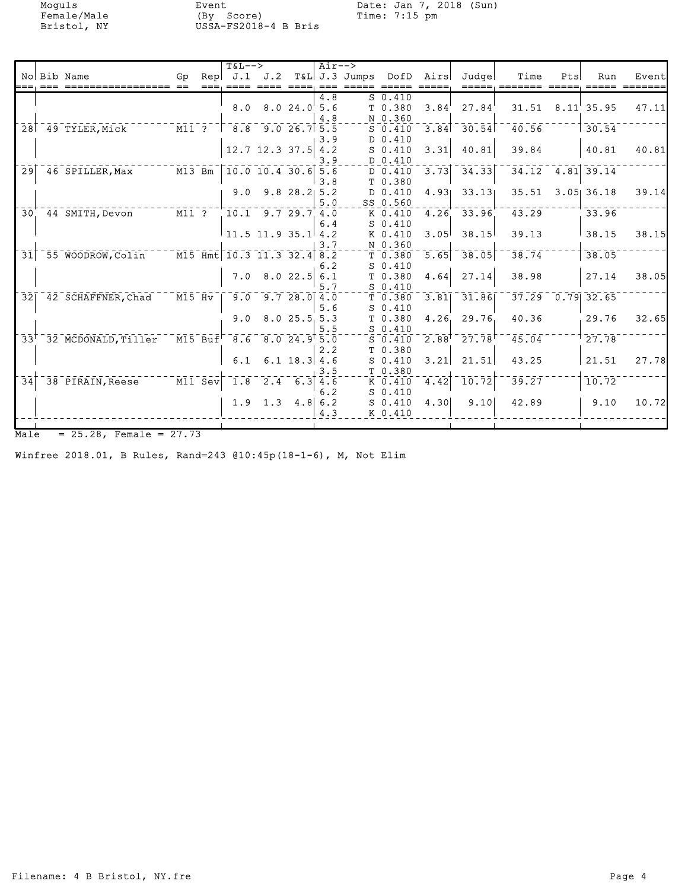Moguls
Female/Male
Bristol, NY

Event
(By Score)
USSA-FS2018-4 B Bris

Date: Jan 7, 2018 (Sun)
Time: 7:15 pm

| No | Bib | Name | Gp | Rep | T&L--> J.1 | J.2 | T&L | Air--> J.3 | Jumps | DofD | Airs | Judge | Time | Pts | Run | Event |
|---|---|---|---|---|---|---|---|---|---|---|---|---|---|---|---|---|
| | | | | | | | | 4.8 | S | 0.410 | | | | | | |
| | | | | | 8.0 | 8.0 | 24.0 | 5.6 | T | 0.380 | 3.84 | 27.84 | 31.51 | 8.11 | 35.95 | 47.11 |
| | | | | | | | | 4.8 | N | 0.360 | | | | | | |
| 28 | 49 | TYLER, Mick | M11 | ? | 8.8 | 9.0 | 26.7 | 5.5 | S | 0.410 | 3.84 | 30.54 | 40.56 | | 30.54 | |
| | | | | | | | | 3.9 | D | 0.410 | | | | | | |
| | | | | | 12.7 | 12.3 | 37.5 | 4.2 | S | 0.410 | 3.31 | 40.81 | 39.84 | | 40.81 | 40.81 |
| | | | | | | | | 3.9 | D | 0.410 | | | | | | |
| 29 | 46 | SPILLER, Max | M13 | Bm | 10.0 | 10.4 | 30.6 | 5.6 | D | 0.410 | 3.73 | 34.33 | 34.12 | 4.81 | 39.14 | |
| | | | | | | | | 3.8 | T | 0.380 | | | | | | |
| | | | | | 9.0 | 9.8 | 28.2 | 5.2 | D | 0.410 | 4.93 | 33.13 | 35.51 | 3.05 | 36.18 | 39.14 |
| | | | | | | | | 5.0 | SS | 0.560 | | | | | | |
| 30 | 44 | SMITH, Devon | M11 | ? | 10.1 | 9.7 | 29.7 | 4.0 | K | 0.410 | 4.26 | 33.96 | 43.29 | | 33.96 | |
| | | | | | | | | 6.4 | S | 0.410 | | | | | | |
| | | | | | 11.5 | 11.9 | 35.1 | 4.2 | K | 0.410 | 3.05 | 38.15 | 39.13 | | 38.15 | 38.15 |
| | | | | | | | | 3.7 | N | 0.360 | | | | | | |
| 31 | 55 | WOODROW, Colin | M15 | Hmt | 10.3 | 11.3 | 32.4 | 8.2 | T | 0.380 | 5.65 | 38.05 | 38.74 | | 38.05 | |
| | | | | | | | | 6.2 | S | 0.410 | | | | | | |
| | | | | | 7.0 | 8.0 | 22.5 | 6.1 | T | 0.380 | 4.64 | 27.14 | 38.98 | | 27.14 | 38.05 |
| | | | | | | | | 5.7 | S | 0.410 | | | | | | |
| 32 | 42 | SCHAFFNER, Chad | M15 | Hv | 9.0 | 9.7 | 28.0 | 4.0 | T | 0.380 | 3.81 | 31.86 | 37.29 | 0.79 | 32.65 | |
| | | | | | | | | 5.6 | S | 0.410 | | | | | | |
| | | | | | 9.0 | 8.0 | 25.5 | 5.3 | T | 0.380 | 4.26 | 29.76 | 40.36 | | 29.76 | 32.65 |
| | | | | | | | | 5.5 | S | 0.410 | | | | | | |
| 33 | 32 | MCDONALD, Tiller | M15 | Buf | 8.6 | 8.0 | 24.9 | 5.0 | S | 0.410 | 2.88 | 27.78 | 45.04 | | 27.78 | |
| | | | | | | | | 2.2 | T | 0.380 | | | | | | |
| | | | | | 6.1 | 6.1 | 18.3 | 4.6 | S | 0.410 | 3.21 | 21.51 | 43.25 | | 21.51 | 27.78 |
| | | | | | | | | 3.5 | T | 0.380 | | | | | | |
| 34 | 38 | PIRAIN, Reese | M11 | Sev | 1.8 | 2.4 | 6.3 | 4.6 | K | 0.410 | 4.42 | 10.72 | 39.27 | | 10.72 | |
| | | | | | | | | 6.2 | S | 0.410 | | | | | | |
| | | | | | 1.9 | 1.3 | 4.8 | 6.2 | S | 0.410 | 4.30 | 9.10 | 42.89 | | 9.10 | 10.72 |
| | | | | | | | | 4.3 | K | 0.410 | | | | | | |

Male = 25.28, Female = 27.73

Winfree 2018.01, B Rules, Rand=243 @10:45p(18-1-6), M, Not Elim

Filename: 4 B Bristol, NY.fre